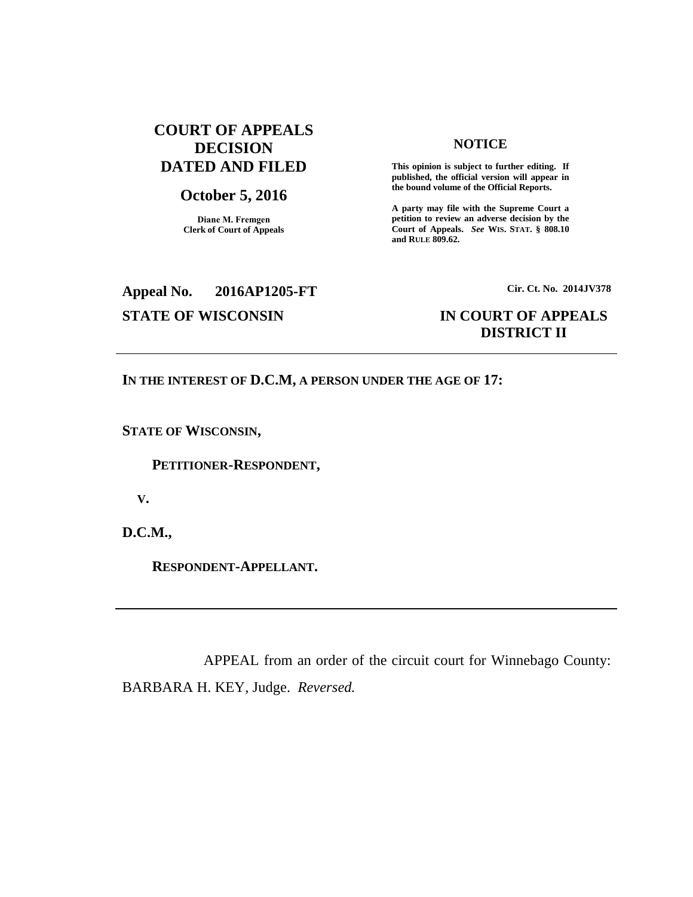**COURT OF APPEALS DECISION DATED AND FILED**

**October 5, 2016**

**Diane M. Fremgen**
**Clerk of Court of Appeals**

**NOTICE**

**This opinion is subject to further editing. If published, the official version will appear in the bound volume of the Official Reports.**

**A party may file with the Supreme Court a petition to review an adverse decision by the Court of Appeals.** ***See*** **WIS. STAT. § 808.10 and RULE 809.62.**

**Appeal No. 2016AP1205-FT**

**Cir. Ct. No. 2014JV378**

**STATE OF WISCONSIN**

**IN COURT OF APPEALS DISTRICT II**

---

**IN THE INTEREST OF D.C.M, A PERSON UNDER THE AGE OF 17:**

**STATE OF WISCONSIN,**

**PETITIONER-RESPONDENT,**

**V.**

**D.C.M.,**

**RESPONDENT-APPELLANT.**

---

APPEAL from an order of the circuit court for Winnebago County: BARBARA H. KEY, Judge. *Reversed.*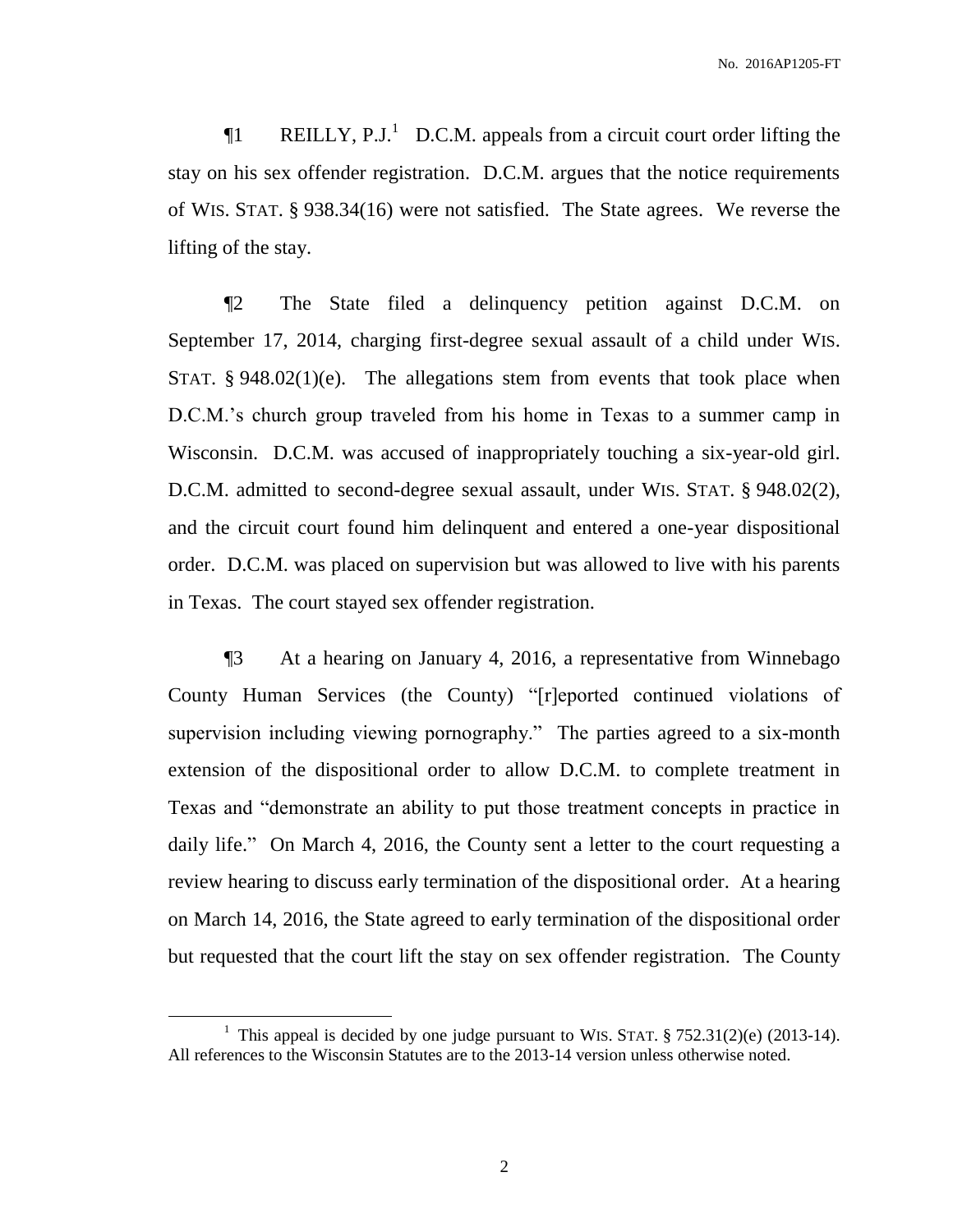¶1 REILLY, P.J.[1] D.C.M. appeals from a circuit court order lifting the stay on his sex offender registration. D.C.M. argues that the notice requirements of WIS. STAT. § 938.34(16) were not satisfied. The State agrees. We reverse the lifting of the stay.

¶2 The State filed a delinquency petition against D.C.M. on September 17, 2014, charging first-degree sexual assault of a child under WIS. STAT. § 948.02(1)(e). The allegations stem from events that took place when D.C.M.'s church group traveled from his home in Texas to a summer camp in Wisconsin. D.C.M. was accused of inappropriately touching a six-year-old girl. D.C.M. admitted to second-degree sexual assault, under WIS. STAT. § 948.02(2), and the circuit court found him delinquent and entered a one-year dispositional order. D.C.M. was placed on supervision but was allowed to live with his parents in Texas. The court stayed sex offender registration.

¶3 At a hearing on January 4, 2016, a representative from Winnebago County Human Services (the County) "[r]eported continued violations of supervision including viewing pornography." The parties agreed to a six-month extension of the dispositional order to allow D.C.M. to complete treatment in Texas and "demonstrate an ability to put those treatment concepts in practice in daily life." On March 4, 2016, the County sent a letter to the court requesting a review hearing to discuss early termination of the dispositional order. At a hearing on March 14, 2016, the State agreed to early termination of the dispositional order but requested that the court lift the stay on sex offender registration. The County

[1] This appeal is decided by one judge pursuant to WIS. STAT. § 752.31(2)(e) (2013-14). All references to the Wisconsin Statutes are to the 2013-14 version unless otherwise noted.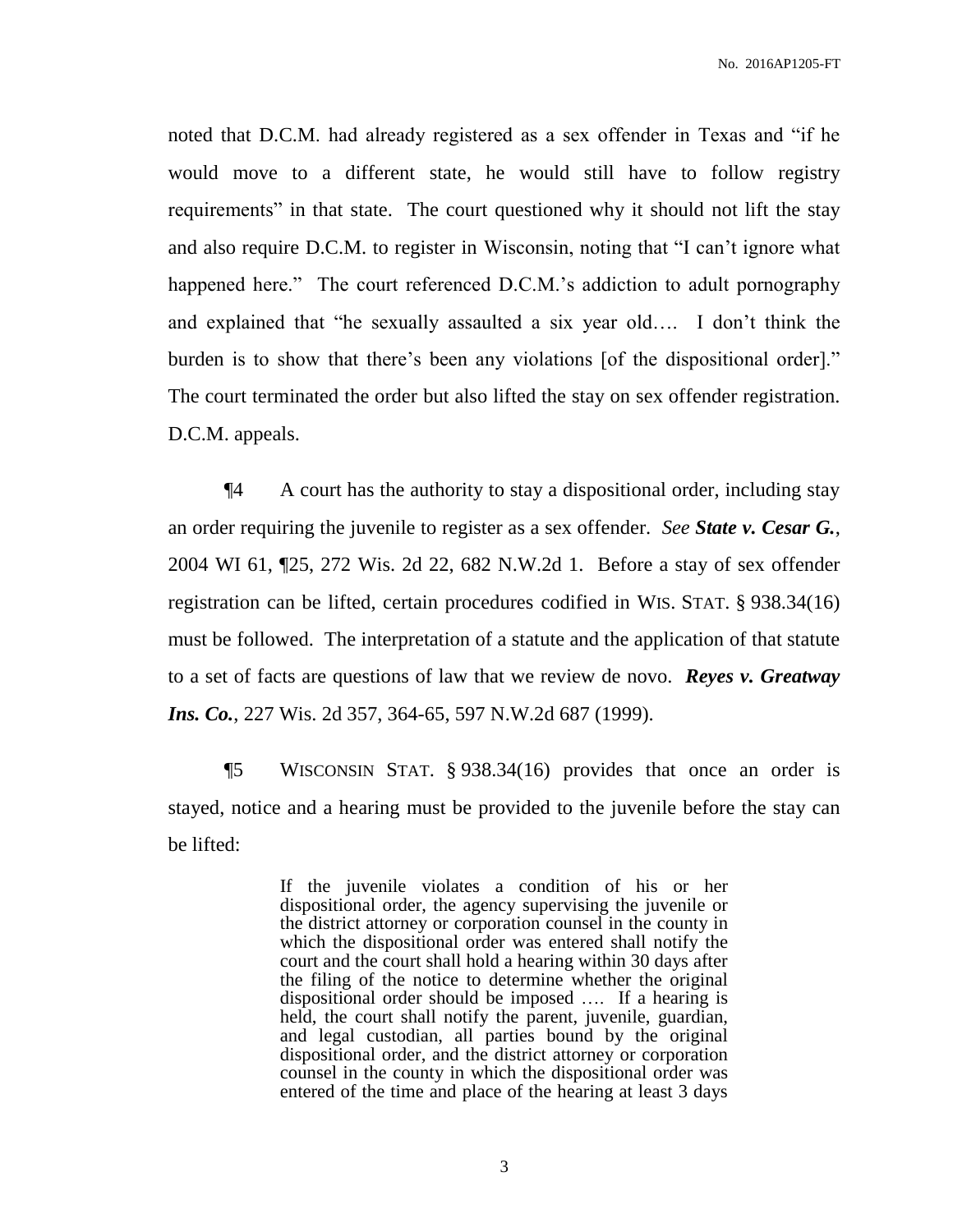noted that D.C.M. had already registered as a sex offender in Texas and "if he would move to a different state, he would still have to follow registry requirements" in that state. The court questioned why it should not lift the stay and also require D.C.M. to register in Wisconsin, noting that "I can't ignore what happened here." The court referenced D.C.M.'s addiction to adult pornography and explained that "he sexually assaulted a six year old…. I don't think the burden is to show that there's been any violations [of the dispositional order]." The court terminated the order but also lifted the stay on sex offender registration. D.C.M. appeals.

¶4 A court has the authority to stay a dispositional order, including stay an order requiring the juvenile to register as a sex offender. *See* ***State v. Cesar G.***, 2004 WI 61, ¶25, 272 Wis. 2d 22, 682 N.W.2d 1. Before a stay of sex offender registration can be lifted, certain procedures codified in WIS. STAT. § 938.34(16) must be followed. The interpretation of a statute and the application of that statute to a set of facts are questions of law that we review de novo. ***Reyes v. Greatway Ins. Co.***, 227 Wis. 2d 357, 364-65, 597 N.W.2d 687 (1999).

¶5 WISCONSIN STAT. § 938.34(16) provides that once an order is stayed, notice and a hearing must be provided to the juvenile before the stay can be lifted:

> If the juvenile violates a condition of his or her dispositional order, the agency supervising the juvenile or the district attorney or corporation counsel in the county in which the dispositional order was entered shall notify the court and the court shall hold a hearing within 30 days after the filing of the notice to determine whether the original dispositional order should be imposed …. If a hearing is held, the court shall notify the parent, juvenile, guardian, and legal custodian, all parties bound by the original dispositional order, and the district attorney or corporation counsel in the county in which the dispositional order was entered of the time and place of the hearing at least 3 days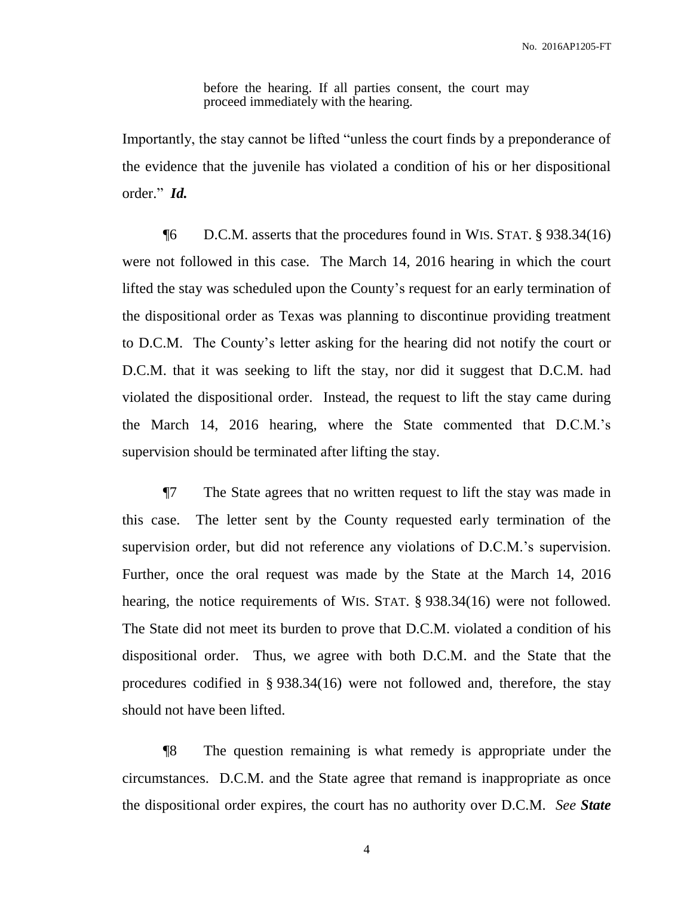> before the hearing. If all parties consent, the court may proceed immediately with the hearing.

Importantly, the stay cannot be lifted "unless the court finds by a preponderance of the evidence that the juvenile has violated a condition of his or her dispositional order." ***Id.***

¶6 D.C.M. asserts that the procedures found in WIS. STAT. § 938.34(16) were not followed in this case. The March 14, 2016 hearing in which the court lifted the stay was scheduled upon the County's request for an early termination of the dispositional order as Texas was planning to discontinue providing treatment to D.C.M. The County's letter asking for the hearing did not notify the court or D.C.M. that it was seeking to lift the stay, nor did it suggest that D.C.M. had violated the dispositional order. Instead, the request to lift the stay came during the March 14, 2016 hearing, where the State commented that D.C.M.'s supervision should be terminated after lifting the stay.

¶7 The State agrees that no written request to lift the stay was made in this case. The letter sent by the County requested early termination of the supervision order, but did not reference any violations of D.C.M.'s supervision. Further, once the oral request was made by the State at the March 14, 2016 hearing, the notice requirements of WIS. STAT. § 938.34(16) were not followed. The State did not meet its burden to prove that D.C.M. violated a condition of his dispositional order. Thus, we agree with both D.C.M. and the State that the procedures codified in § 938.34(16) were not followed and, therefore, the stay should not have been lifted.

¶8 The question remaining is what remedy is appropriate under the circumstances. D.C.M. and the State agree that remand is inappropriate as once the dispositional order expires, the court has no authority over D.C.M. *See* ***State***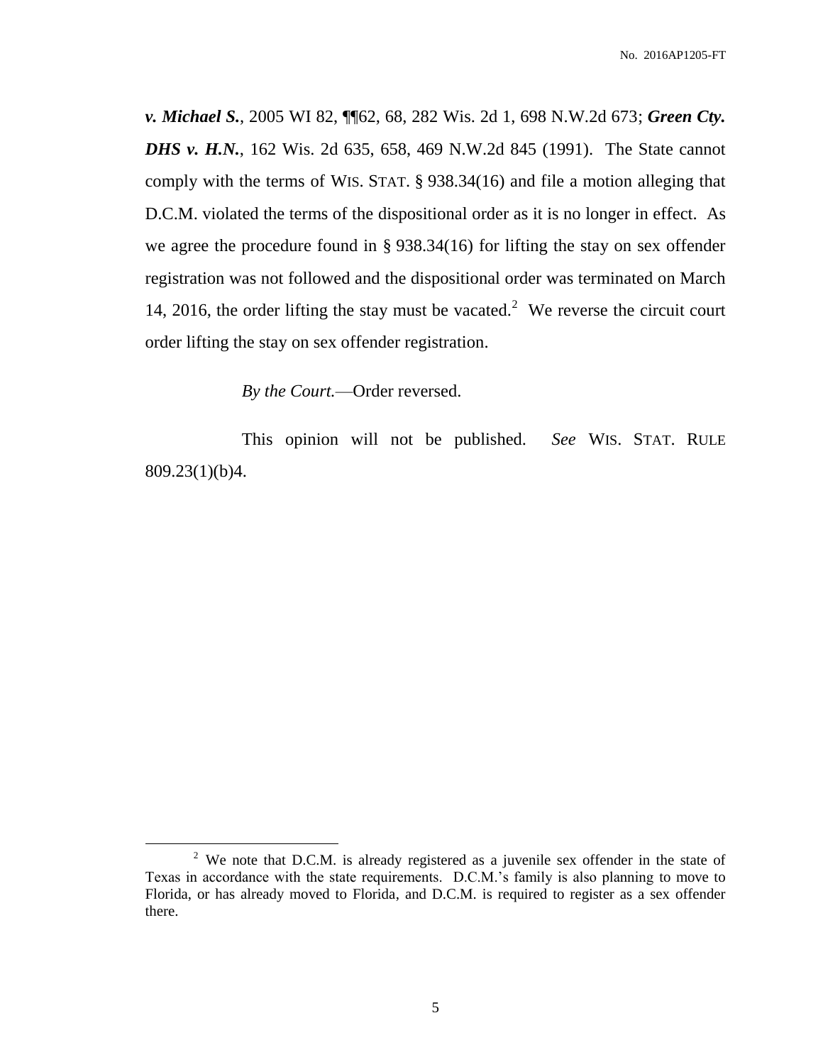***v. Michael S.***, 2005 WI 82, ¶¶62, 68, 282 Wis. 2d 1, 698 N.W.2d 673; ***Green Cty. DHS v. H.N.***, 162 Wis. 2d 635, 658, 469 N.W.2d 845 (1991). The State cannot comply with the terms of WIS. STAT. § 938.34(16) and file a motion alleging that D.C.M. violated the terms of the dispositional order as it is no longer in effect. As we agree the procedure found in § 938.34(16) for lifting the stay on sex offender registration was not followed and the dispositional order was terminated on March 14, 2016, the order lifting the stay must be vacated.[2] We reverse the circuit court order lifting the stay on sex offender registration.

*By the Court.*—Order reversed.

This opinion will not be published. *See* WIS. STAT. RULE 809.23(1)(b)4.

---

[2] We note that D.C.M. is already registered as a juvenile sex offender in the state of Texas in accordance with the state requirements. D.C.M.'s family is also planning to move to Florida, or has already moved to Florida, and D.C.M. is required to register as a sex offender there.